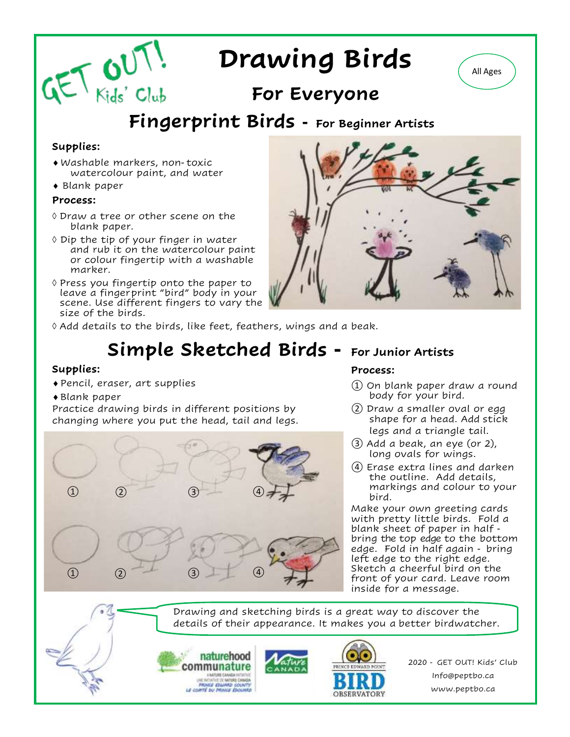GET OUT! Kids' Club

# Drawing Birds

## For Everyone

All Ages

## Fingerprint Birds - For Beginner Artists

**Supplies:**

- Washable markers, non-toxic watercolour paint, and water
- Blank paper

**Process:**

- Draw a tree or other scene on the blank paper.
- Dip the tip of your finger in water and rub it on the watercolour paint or colour fingertip with a washable marker.
- Press you fingertip onto the paper to leave a fingerprint "bird" body in your scene. Use different fingers to vary the size of the birds.
- Add details to the birds, like feet, feathers, wings and a beak.

## Simple Sketched Birds - For Junior Artists

**Supplies:**

- Pencil, eraser, art supplies
- Blank paper

Practice drawing birds in different positions by changing where you put the head, tail and legs.

**Process:**

1. On blank paper draw a round body for your bird.
2. Draw a smaller oval or egg shape for a head. Add stick legs and a triangle tail.
3. Add a beak, an eye (or 2), long ovals for wings.
4. Erase extra lines and darken the outline. Add details, markings and colour to your bird.

Make your own greeting cards with pretty little birds. Fold a blank sheet of paper in half - bring the top edge to the bottom edge. Fold in half again - bring left edge to the right edge. Sketch a cheerful bird on the front of your card. Leave room inside for a message.

Drawing and sketching birds is a great way to discover the details of their appearance. It makes you a better birdwatcher.

naturehood communature — Nature Canada — Prince Edward Point Bird Observatory

2020 - GET OUT! Kids' Club
Info@peptbo.ca
www.peptbo.ca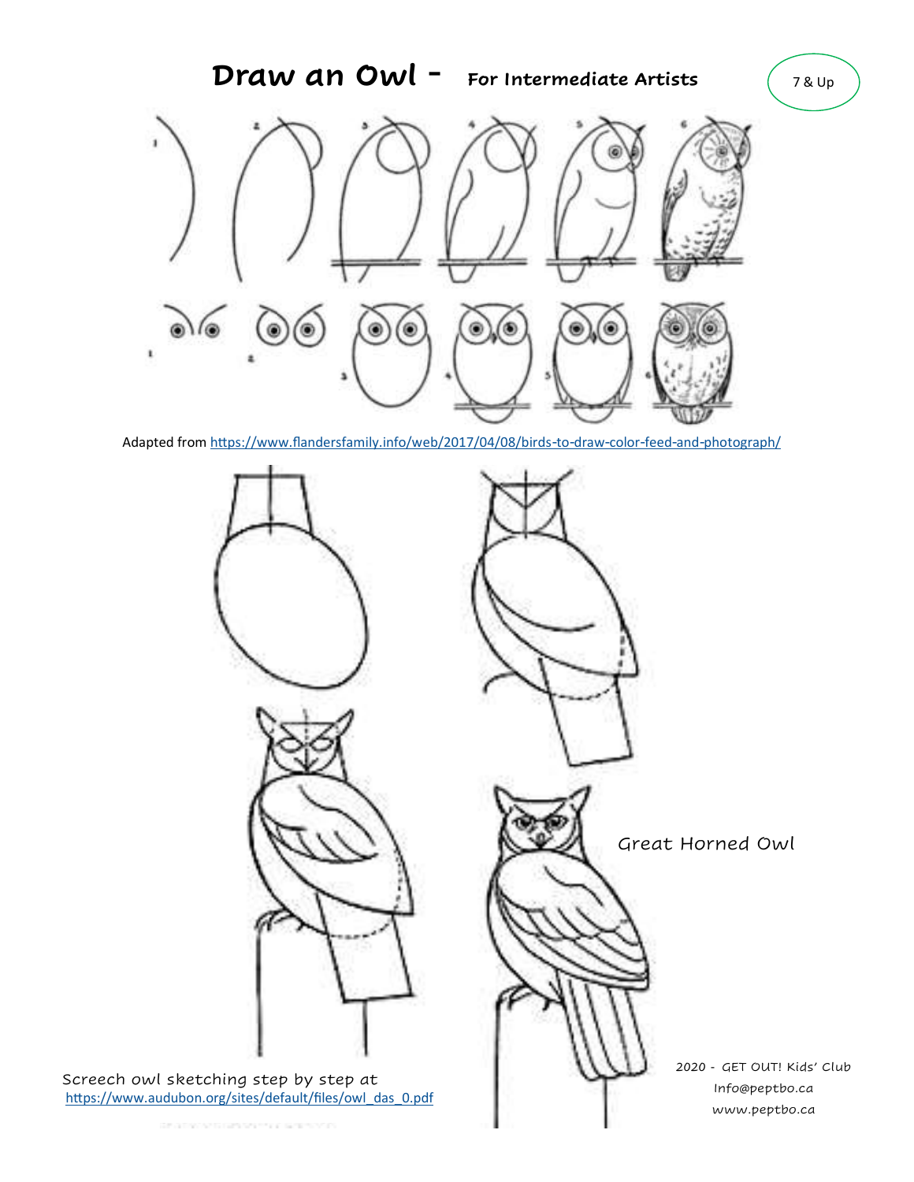# Draw an Owl - For Intermediate Artists

7 & Up

Adapted from https://www.flandersfamily.info/web/2017/04/08/birds-to-draw-color-feed-and-photograph/

Great Horned Owl

Screech owl sketching step by step at https://www.audubon.org/sites/default/files/owl_das_0.pdf

2020 - GET OUT! Kids' Club
Info@peptbo.ca
www.peptbo.ca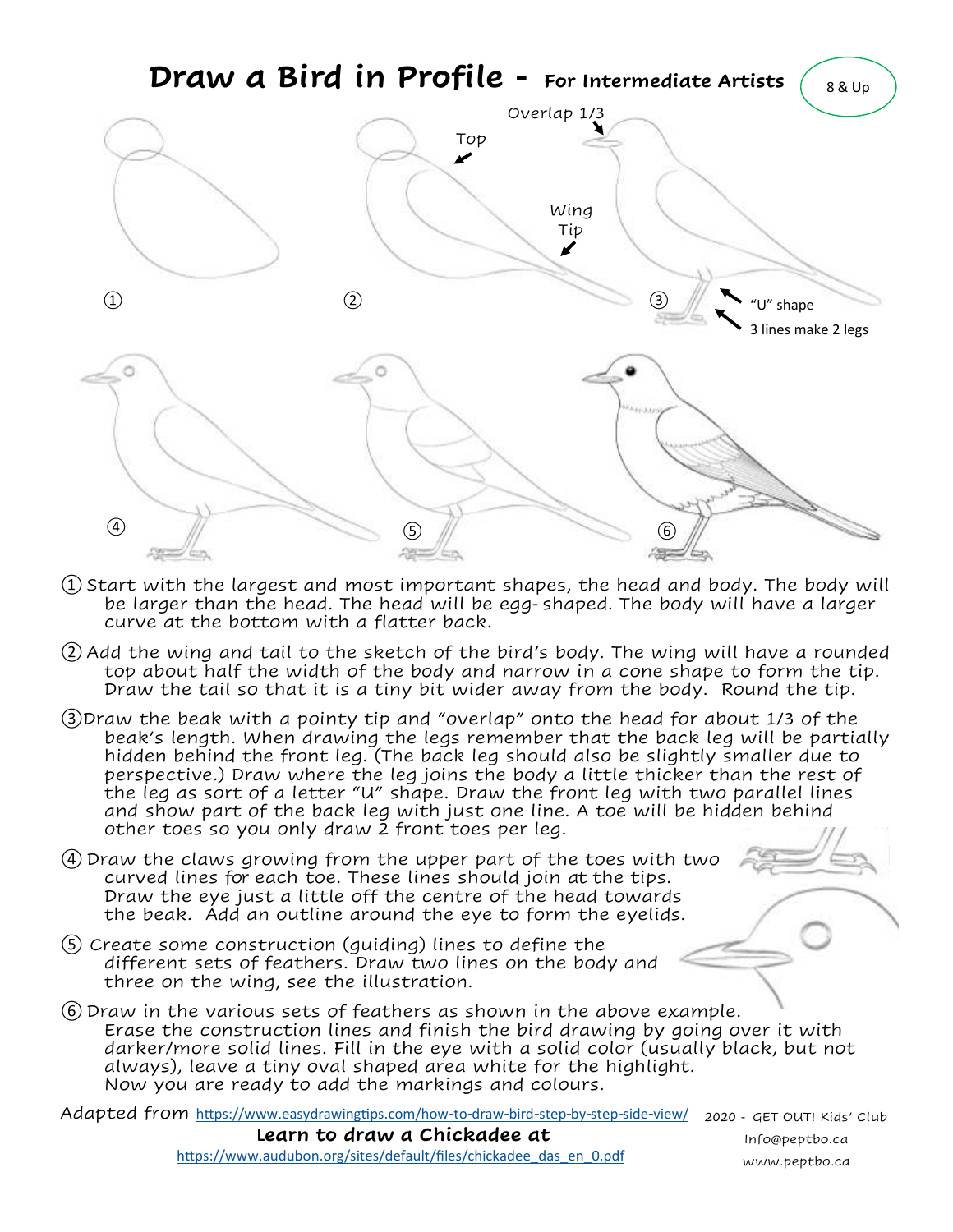# Draw a Bird in Profile - For Intermediate Artists

8 & Up

Overlap 1/3

Top

Wing Tip

"U" shape

3 lines make 2 legs

① Start with the largest and most important shapes, the head and body. The body will be larger than the head. The head will be egg-shaped. The body will have a larger curve at the bottom with a flatter back.

② Add the wing and tail to the sketch of the bird's body. The wing will have a rounded top about half the width of the body and narrow in a cone shape to form the tip. Draw the tail so that it is a tiny bit wider away from the body. Round the tip.

③ Draw the beak with a pointy tip and "overlap" onto the head for about 1/3 of the beak's length. When drawing the legs remember that the back leg will be partially hidden behind the front leg. (The back leg should also be slightly smaller due to perspective.) Draw where the leg joins the body a little thicker than the rest of the leg as sort of a letter "U" shape. Draw the front leg with two parallel lines and show part of the back leg with just one line. A toe will be hidden behind other toes so you only draw 2 front toes per leg.

④ Draw the claws growing from the upper part of the toes with two curved lines for each toe. These lines should join at the tips. Draw the eye just a little off the centre of the head towards the beak. Add an outline around the eye to form the eyelids.

⑤ Create some construction (guiding) lines to define the different sets of feathers. Draw two lines on the body and three on the wing, see the illustration.

⑥ Draw in the various sets of feathers as shown in the above example. Erase the construction lines and finish the bird drawing by going over it with darker/more solid lines. Fill in the eye with a solid color (usually black, but not always), leave a tiny oval shaped area white for the highlight. Now you are ready to add the markings and colours.

Adapted from https://www.easydrawingtips.com/how-to-draw-bird-step-by-step-side-view/

**Learn to draw a Chickadee at**
https://www.audubon.org/sites/default/files/chickadee_das_en_0.pdf

2020 - GET OUT! Kids' Club
Info@peptbo.ca
www.peptbo.ca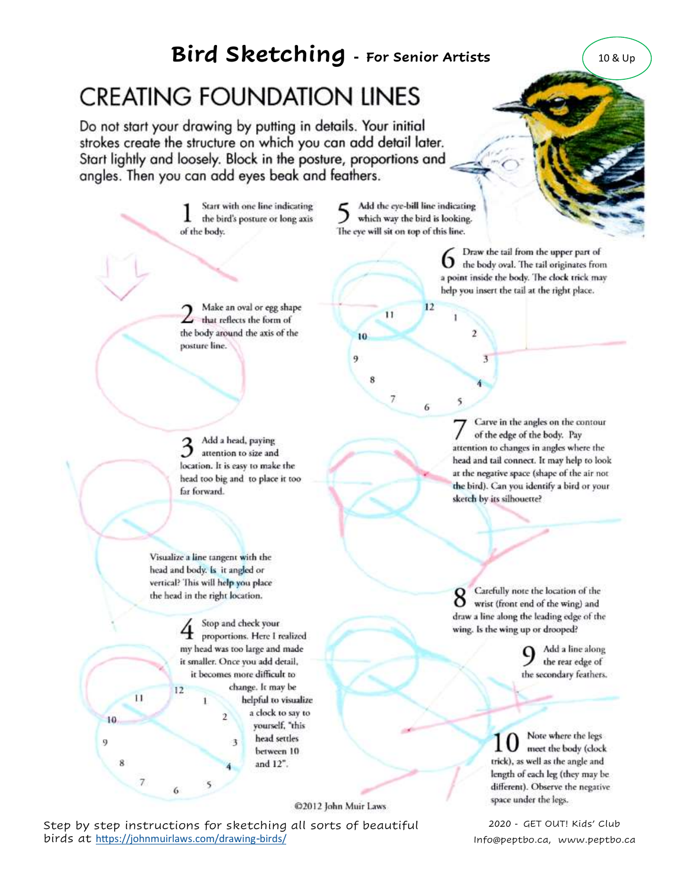# Bird Sketching - For Senior Artists

10 & Up

## CREATING FOUNDATION LINES

Do not start your drawing by putting in details. Your initial strokes create the structure on which you can add detail later. Start lightly and loosely. Block in the posture, proportions and angles. Then you can add eyes beak and feathers.

**1** Start with one line indicating the bird's posture or long axis of the body.

**2** Make an oval or egg shape that reflects the form of the body around the axis of the posture line.

**3** Add a head, paying attention to size and location. It is easy to make the head too big and to place it too far forward.

Visualize a line tangent with the head and body. Is it angled or vertical? This will help you place the head in the right location.

**4** Stop and check your proportions. Here I realized my head was too large and made it smaller. Once you add detail, it becomes more difficult to change. It may be helpful to visualize a clock to say to yourself, "this head settles between 10 and 12".

**5** Add the eye-bill line indicating which way the bird is looking. The eye will sit on top of this line.

**6** Draw the tail from the upper part of the body oval. The tail originates from a point inside the body. The clock trick may help you insert the tail at the right place.

**7** Carve in the angles on the contour of the edge of the body. Pay attention to changes in angles where the head and tail connect. It may help to look at the negative space (shape of the air not the bird). Can you identify a bird or your sketch by its silhouette?

**8** Carefully note the location of the wrist (front end of the wing) and draw a line along the leading edge of the wing. Is the wing up or drooped?

**9** Add a line along the rear edge of the secondary feathers.

**10** Note where the legs meet the body (clock trick), as well as the angle and length of each leg (they may be different). Observe the negative space under the legs.

©2012 John Muir Laws

Step by step instructions for sketching all sorts of beautiful birds at https://johnmuirlaws.com/drawing-birds/

2020 - GET OUT! Kids' Club
Info@peptbo.ca, www.peptbo.ca